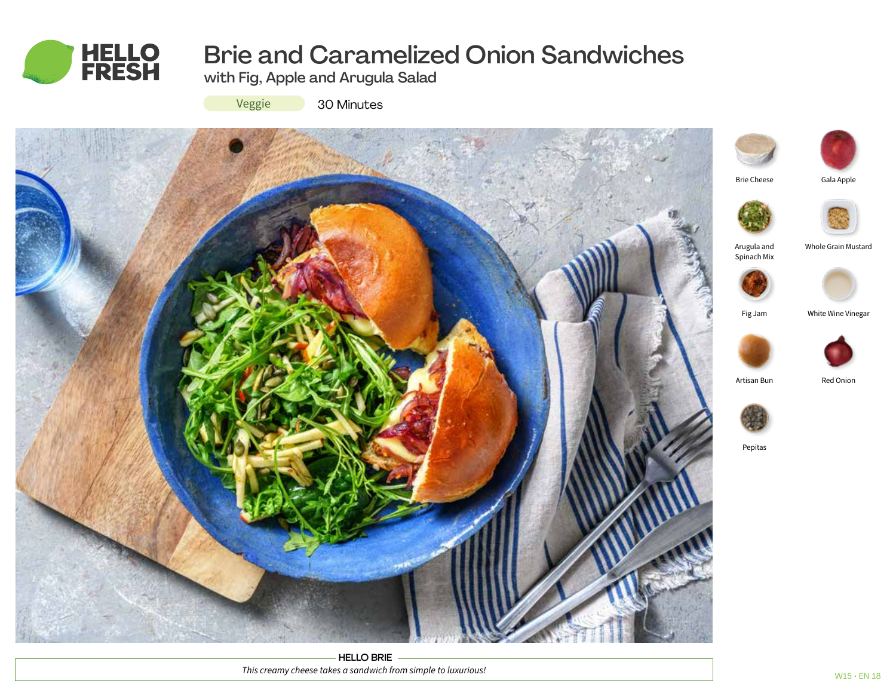# Brie and Caramelized Onion Sandwiches

## with Fig, Apple and Arugula Salad

Veggie

30 Minutes

- Brie Cheese
- Gala Apple
- Arugula and Spinach Mix
- Whole Grain Mustard
- Fig Jam
- White Wine Vinegar
- Artisan Bun
- Red Onion
- Pepitas

**HELLO BRIE**

*This creamy cheese takes a sandwich from simple to luxurious!*

W15 • EN 18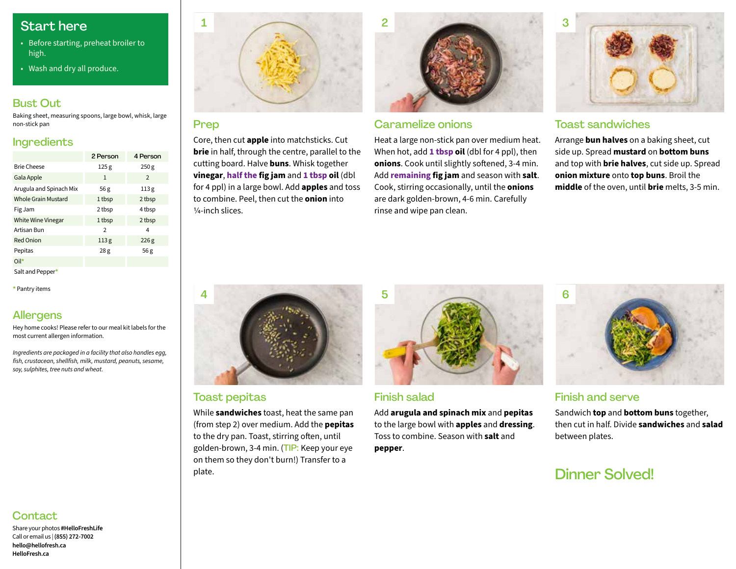## Start here

- Before starting, preheat broiler to high.
- Wash and dry all produce.

## Bust Out

Baking sheet, measuring spoons, large bowl, whisk, large non-stick pan

## Ingredients

| | 2 Person | 4 Person |
|---|---|---|
| Brie Cheese | 125 g | 250 g |
| Gala Apple | 1 | 2 |
| Arugula and Spinach Mix | 56 g | 113 g |
| Whole Grain Mustard | 1 tbsp | 2 tbsp |
| Fig Jam | 2 tbsp | 4 tbsp |
| White Wine Vinegar | 1 tbsp | 2 tbsp |
| Artisan Bun | 2 | 4 |
| Red Onion | 113 g | 226 g |
| Pepitas | 28 g | 56 g |
| Oil* | | |
| Salt and Pepper* | | |

\* Pantry items

## Allergens

Hey home cooks! Please refer to our meal kit labels for the most current allergen information.

*Ingredients are packaged in a facility that also handles egg, fish, crustacean, shellfish, milk, mustard, peanuts, sesame, soy, sulphites, tree nuts and wheat.*

## Contact

Share your photos **#HelloFreshLife**
Call or email us | **(855) 272-7002**
**hello@hellofresh.ca**
**HelloFresh.ca**

## 1 Prep

Core, then cut **apple** into matchsticks. Cut **brie** in half, through the centre, parallel to the cutting board. Halve **buns**. Whisk together **vinegar**, **half the fig jam** and **1 tbsp oil** (dbl for 4 ppl) in a large bowl. Add **apples** and toss to combine. Peel, then cut the **onion** into ¼-inch slices.

## 2 Caramelize onions

Heat a large non-stick pan over medium heat. When hot, add **1 tbsp oil** (dbl for 4 ppl), then **onions**. Cook until slightly softened, 3-4 min. Add **remaining fig jam** and season with **salt**. Cook, stirring occasionally, until the **onions** are dark golden-brown, 4-6 min. Carefully rinse and wipe pan clean.

## 3 Toast sandwiches

Arrange **bun halves** on a baking sheet, cut side up. Spread **mustard** on **bottom buns** and top with **brie halves**, cut side up. Spread **onion mixture** onto **top buns**. Broil the **middle** of the oven, until **brie** melts, 3-5 min.

## 4 Toast pepitas

While **sandwiches** toast, heat the same pan (from step 2) over medium. Add the **pepitas** to the dry pan. Toast, stirring often, until golden-brown, 3-4 min. (TIP: Keep your eye on them so they don't burn!) Transfer to a plate.

## 5 Finish salad

Add **arugula and spinach mix** and **pepitas** to the large bowl with **apples** and **dressing**. Toss to combine. Season with **salt** and **pepper**.

## 6 Finish and serve

Sandwich **top** and **bottom buns** together, then cut in half. Divide **sandwiches** and **salad** between plates.

## Dinner Solved!